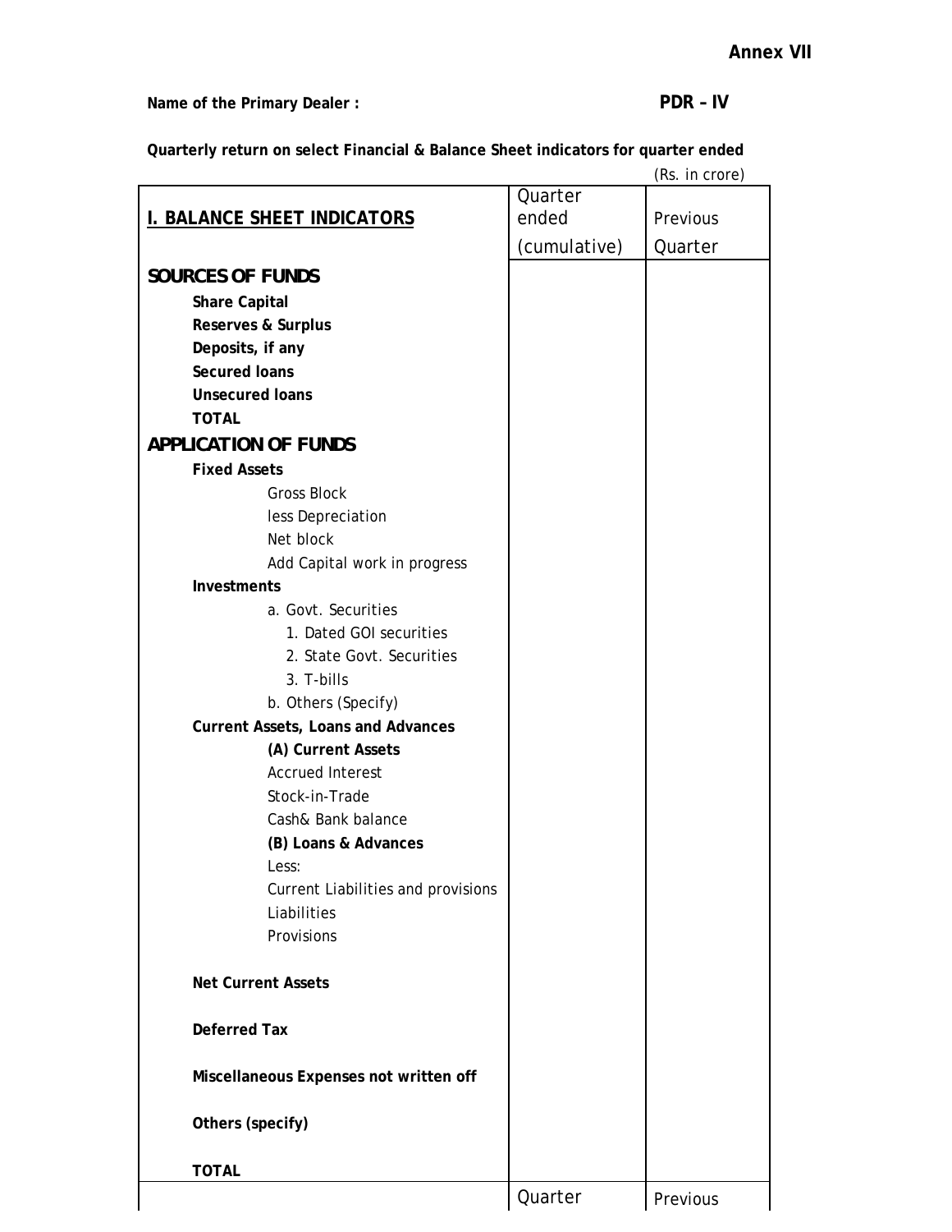**Annex VII**

**Name of the Primary Dealer :** **PDR – IV**

**Quarterly return on select Financial & Balance Sheet indicators for quarter ended**

(Rs. in crore)

| **I. BALANCE SHEET INDICATORS** | Quarter ended (cumulative) | Previous Quarter |
|---|---|---|
| **SOURCES OF FUNDS** | | |
| **Share Capital** | | |
| **Reserves & Surplus** | | |
| **Deposits, if any** | | |
| **Secured loans** | | |
| **Unsecured loans** | | |
| **TOTAL** | | |
| **APPLICATION OF FUNDS** | | |
| **Fixed Assets** | | |
| Gross Block | | |
| less Depreciation | | |
| Net block | | |
| Add Capital work in progress | | |
| **Investments** | | |
| a. Govt. Securities | | |
| 1. Dated GOI securities | | |
| 2. State Govt. Securities | | |
| 3. T-bills | | |
| b. Others (Specify) | | |
| **Current Assets, Loans and Advances** | | |
| **(A) Current Assets** | | |
| Accrued Interest | | |
| Stock-in-Trade | | |
| Cash& Bank balance | | |
| **(B) Loans & Advances** | | |
| Less: | | |
| Current Liabilities and provisions | | |
| Liabilities | | |
| Provisions | | |
| **Net Current Assets** | | |
| **Deferred Tax** | | |
| **Miscellaneous Expenses not written off** | | |
| **Others (specify)** | | |
| **TOTAL** | | |

| | Quarter | Previous |
|---|---|---|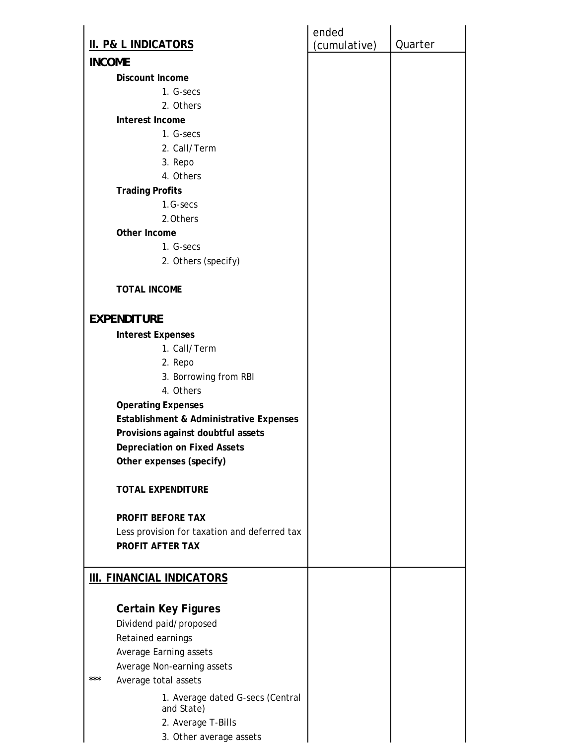| II. P& L INDICATORS | ended (cumulative) | Quarter |
|---|---|---|
| **INCOME** | | |
| **Discount Income** | | |
| 1. G-secs | | |
| 2. Others | | |
| **Interest Income** | | |
| 1. G-secs | | |
| 2. Call/Term | | |
| 3. Repo | | |
| 4. Others | | |
| **Trading Profits** | | |
| 1. G-secs | | |
| 2. Others | | |
| **Other Income** | | |
| 1. G-secs | | |
| 2. Others (specify) | | |
| **TOTAL INCOME** | | |
| **EXPENDITURE** | | |
| **Interest Expenses** | | |
| 1. Call/Term | | |
| 2. Repo | | |
| 3. Borrowing from RBI | | |
| 4. Others | | |
| **Operating Expenses** | | |
| **Establishment & Administrative Expenses** | | |
| **Provisions against doubtful assets** | | |
| **Depreciation on Fixed Assets** | | |
| **Other expenses (specify)** | | |
| **TOTAL EXPENDITURE** | | |
| **PROFIT BEFORE TAX** | | |
| Less provision for taxation and deferred tax | | |
| **PROFIT AFTER TAX** | | |
| **III. FINANCIAL INDICATORS** | | |
| **Certain Key Figures** | | |
| Dividend paid/proposed | | |
| Retained earnings | | |
| Average Earning assets | | |
| Average Non-earning assets | | |
| *** Average total assets | | |
| 1. Average dated G-secs (Central and State) | | |
| 2. Average T-Bills | | |
| 3. Other average assets | | |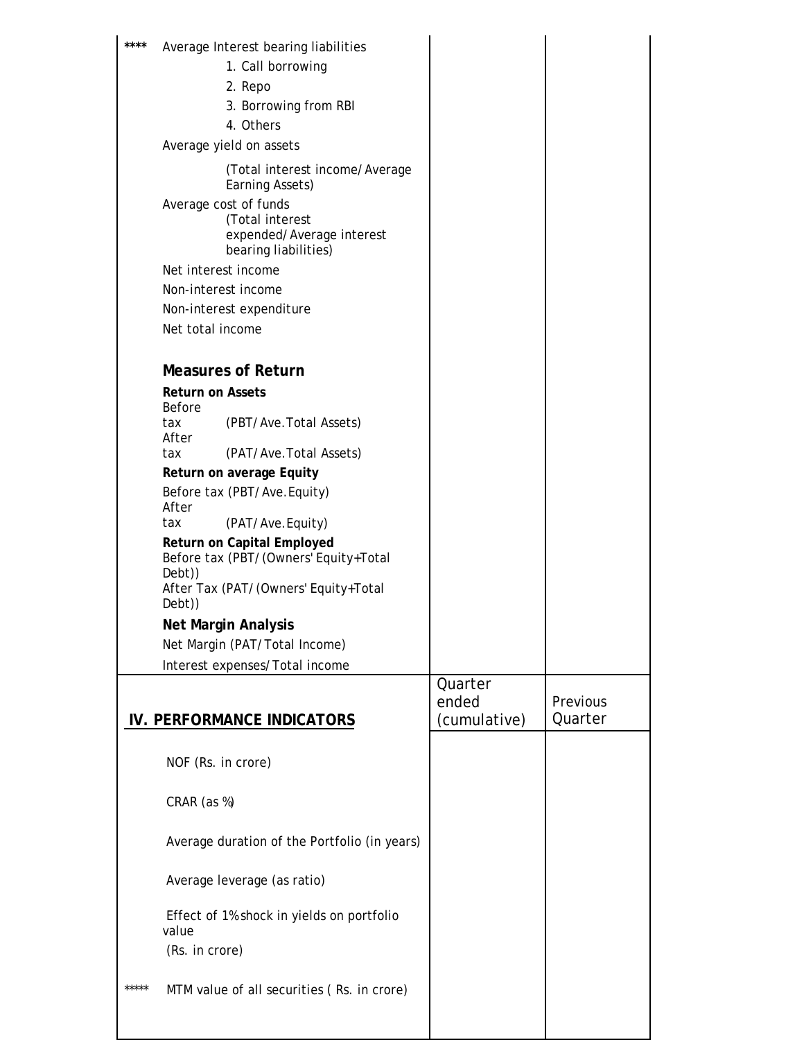| | | | |
|---|---|---|---|
| **** | Average Interest bearing liabilities | | |
| | 1. Call borrowing | | |
| | 2. Repo | | |
| | 3. Borrowing from RBI | | |
| | 4. Others | | |
| | Average yield on assets | | |
| | (Total interest income/Average Earning Assets) | | |
| | Average cost of funds (Total interest expended/Average interest bearing liabilities) | | |
| | Net interest income | | |
| | Non-interest income | | |
| | Non-interest expenditure | | |
| | Net total income | | |
| | **Measures of Return** | | |
| | **Return on Assets** | | |
| | Before tax (PBT/Ave.Total Assets) | | |
| | After tax (PAT/Ave.Total Assets) | | |
| | **Return on average Equity** | | |
| | Before tax (PBT/Ave.Equity) | | |
| | After tax (PAT/Ave.Equity) | | |
| | **Return on Capital Employed** | | |
| | Before tax (PBT/(Owners' Equity+Total Debt)) | | |
| | After Tax (PAT/(Owners' Equity+Total Debt)) | | |
| | **Net Margin Analysis** | | |
| | Net Margin (PAT/Total Income) | | |
| | Interest expenses/Total income | | |

| | **IV. PERFORMANCE INDICATORS** | Quarter ended (cumulative) | Previous Quarter |
|---|---|---|---|
| | NOF (Rs. in crore) | | |
| | CRAR (as %) | | |
| | Average duration of the Portfolio (in years) | | |
| | Average leverage (as ratio) | | |
| | Effect of 1% shock in yields on portfolio value (Rs. in crore) | | |
| ***** | MTM value of all securities ( Rs. in crore) | | |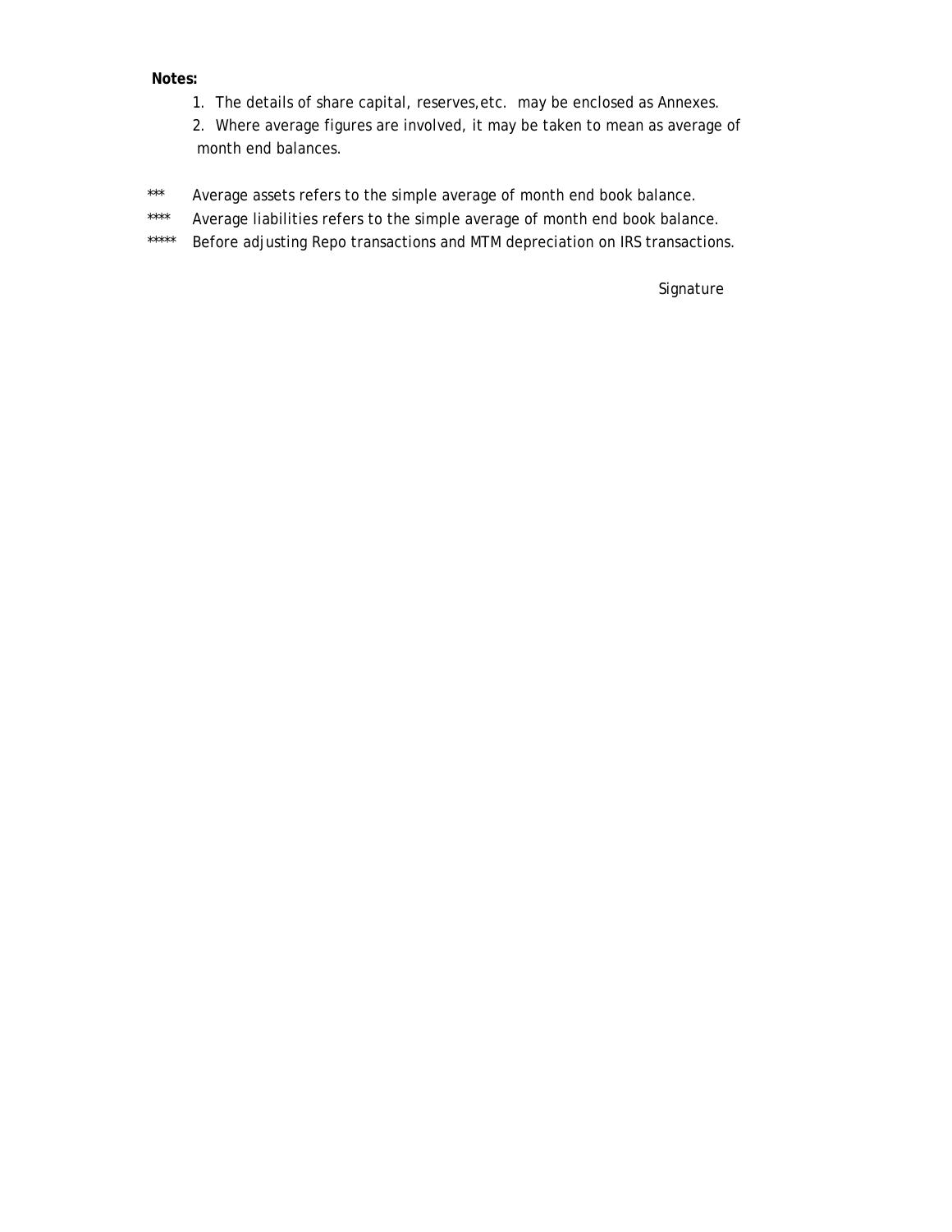**Notes:**

1. The details of share capital, reserves,etc. may be enclosed as Annexes.
2. Where average figures are involved, it may be taken to mean as average of month end balances.

*** Average assets refers to the simple average of month end book balance.

**** Average liabilities refers to the simple average of month end book balance.

***** Before adjusting Repo transactions and MTM depreciation on IRS transactions.

Signature